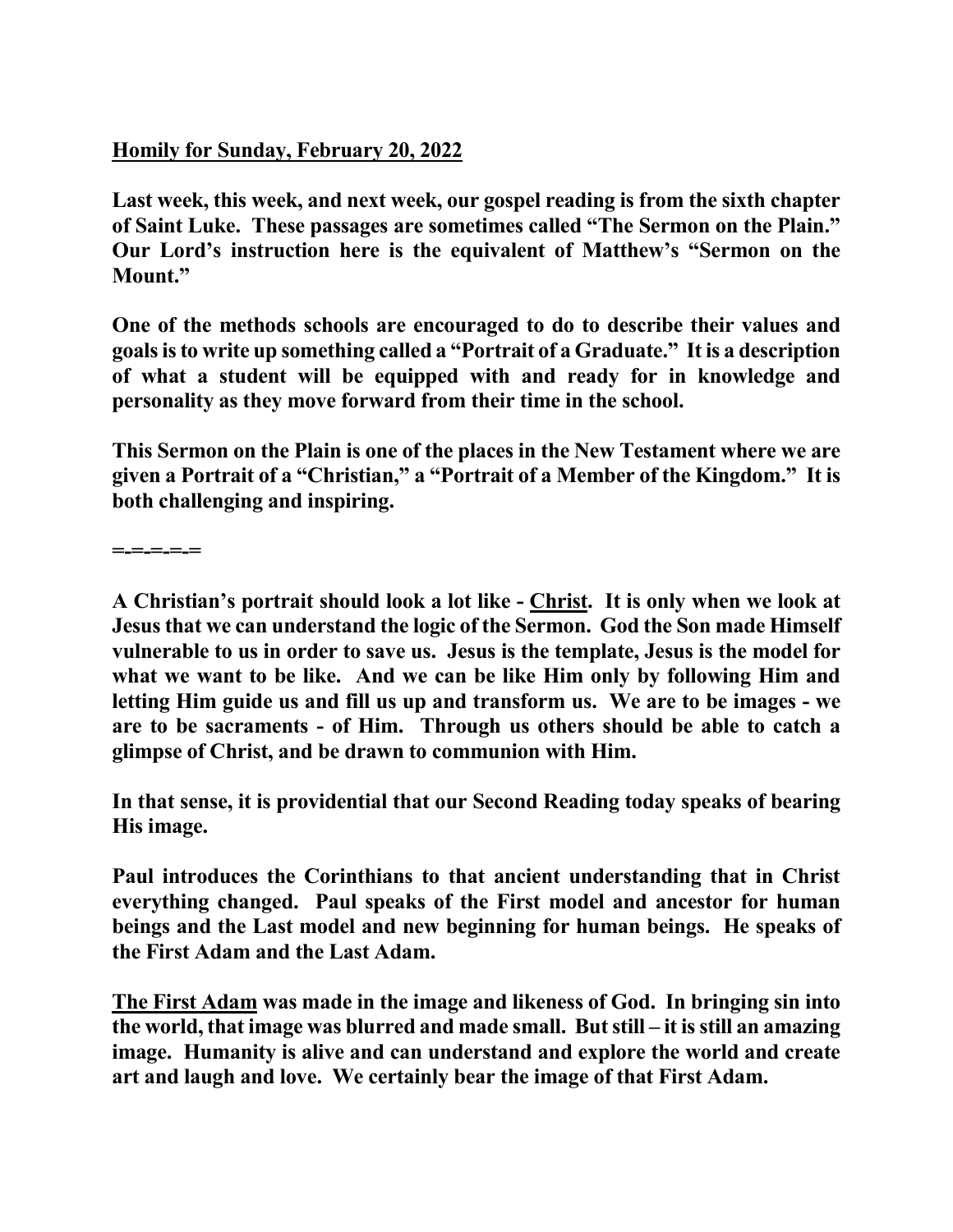**<u>Homily for Sunday, February 20, 2022</u>**

**Last week, this week, and next week, our gospel reading is from the sixth chapter of Saint Luke. These passages are sometimes called "The Sermon on the Plain." Our Lord's instruction here is the equivalent of Matthew's "Sermon on the Mount."**

**One of the methods schools are encouraged to do to describe their values and goals is to write up something called a "Portrait of a Graduate." It is a description of what a student will be equipped with and ready for in knowledge and personality as they move forward from their time in the school.**

**This Sermon on the Plain is one of the places in the New Testament where we are given a Portrait of a "Christian," a "Portrait of a Member of the Kingdom." It is both challenging and inspiring.**

**=-=-=-=-=**

**A Christian's portrait should look a lot like - <u>Christ</u>. It is only when we look at Jesus that we can understand the logic of the Sermon. God the Son made Himself vulnerable to us in order to save us. Jesus is the template, Jesus is the model for what we want to be like. And we can be like Him only by following Him and letting Him guide us and fill us up and transform us. We are to be images - we are to be sacraments - of Him. Through us others should be able to catch a glimpse of Christ, and be drawn to communion with Him.**

**In that sense, it is providential that our Second Reading today speaks of bearing His image.**

**Paul introduces the Corinthians to that ancient understanding that in Christ everything changed. Paul speaks of the First model and ancestor for human beings and the Last model and new beginning for human beings. He speaks of the First Adam and the Last Adam.**

**<u>The First Adam</u> was made in the image and likeness of God. In bringing sin into the world, that image was blurred and made small. But still – it is still an amazing image. Humanity is alive and can understand and explore the world and create art and laugh and love. We certainly bear the image of that First Adam.**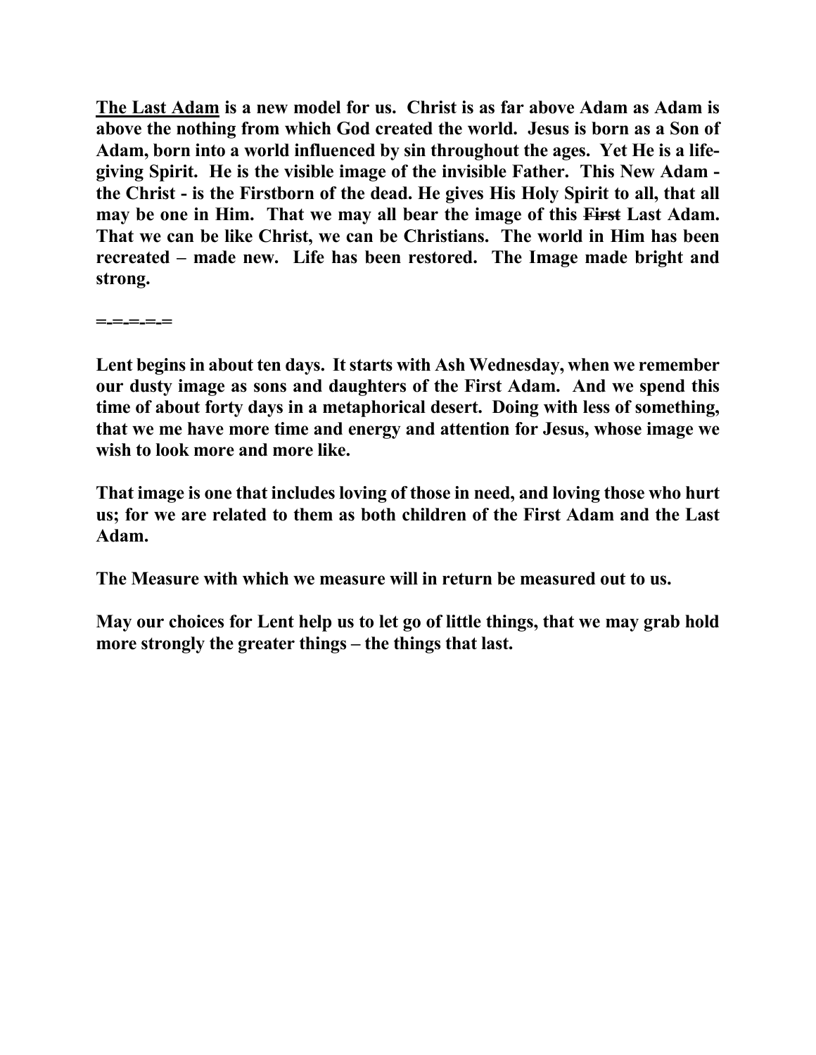**<u>The Last Adam</u> is a new model for us. Christ is as far above Adam as Adam is above the nothing from which God created the world. Jesus is born as a Son of Adam, born into a world influenced by sin throughout the ages. Yet He is a life-giving Spirit. He is the visible image of the invisible Father. This New Adam - the Christ - is the Firstborn of the dead. He gives His Holy Spirit to all, that all may be one in Him. That we may all bear the image of this ~~First~~ Last Adam. That we can be like Christ, we can be Christians. The world in Him has been recreated – made new. Life has been restored. The Image made bright and strong.**

**=-=-=-=-=**

**Lent begins in about ten days. It starts with Ash Wednesday, when we remember our dusty image as sons and daughters of the First Adam. And we spend this time of about forty days in a metaphorical desert. Doing with less of something, that we me have more time and energy and attention for Jesus, whose image we wish to look more and more like.**

**That image is one that includes loving of those in need, and loving those who hurt us; for we are related to them as both children of the First Adam and the Last Adam.**

**The Measure with which we measure will in return be measured out to us.**

**May our choices for Lent help us to let go of little things, that we may grab hold more strongly the greater things – the things that last.**